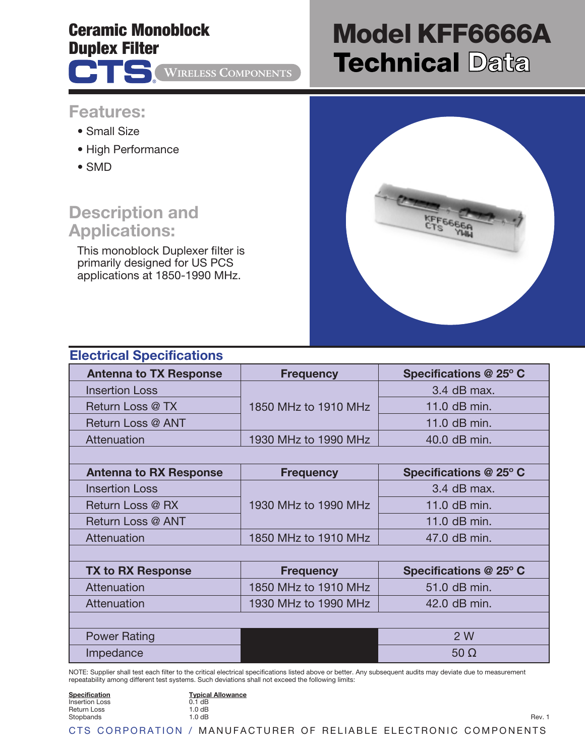# Ceramic Monoblock Duplex Filter

CTS WIRELESS COMPONENTS

# Model KFF6666A Technical Data

## Features:

- Small Size
- High Performance
- SMD

## Description and Applications:

This monoblock Duplexer filter is primarily designed for US PCS applications at 1850-1990 MHz.

## Electrical Specifications

| Antenna to TX Response | Frequency | Specifications @ 25° C |
|---|---|---|
| Insertion Loss | 1850 MHz to 1910 MHz | 3.4 dB max. |
| Return Loss @ TX | | 11.0 dB min. |
| Return Loss @ ANT | | 11.0 dB min. |
| Attenuation | 1930 MHz to 1990 MHz | 40.0 dB min. |
| | | |
| **Antenna to RX Response** | **Frequency** | **Specifications @ 25° C** |
| Insertion Loss | 1930 MHz to 1990 MHz | 3.4 dB max. |
| Return Loss @ RX | | 11.0 dB min. |
| Return Loss @ ANT | | 11.0 dB min. |
| Attenuation | 1850 MHz to 1910 MHz | 47.0 dB min. |
| | | |
| **TX to RX Response** | **Frequency** | **Specifications @ 25° C** |
| Attenuation | 1850 MHz to 1910 MHz | 51.0 dB min. |
| Attenuation | 1930 MHz to 1990 MHz | 42.0 dB min. |
| | | |
| Power Rating | | 2 W |
| Impedance | | 50 Ω |

NOTE: Supplier shall test each filter to the critical electrical specifications listed above or better. Any subsequent audits may deviate due to measurement repeatability among different test systems. Such deviations shall not exceed the following limits:

| Specification | Typical Allowance |
|---|---|
| Insertion Loss | 0.1 dB |
| Return Loss | 1.0 dB |
| Stopbands | 1.0 dB |

Rev. 1

CTS CORPORATION / MANUFACTURER OF RELIABLE ELECTRONIC COMPONENTS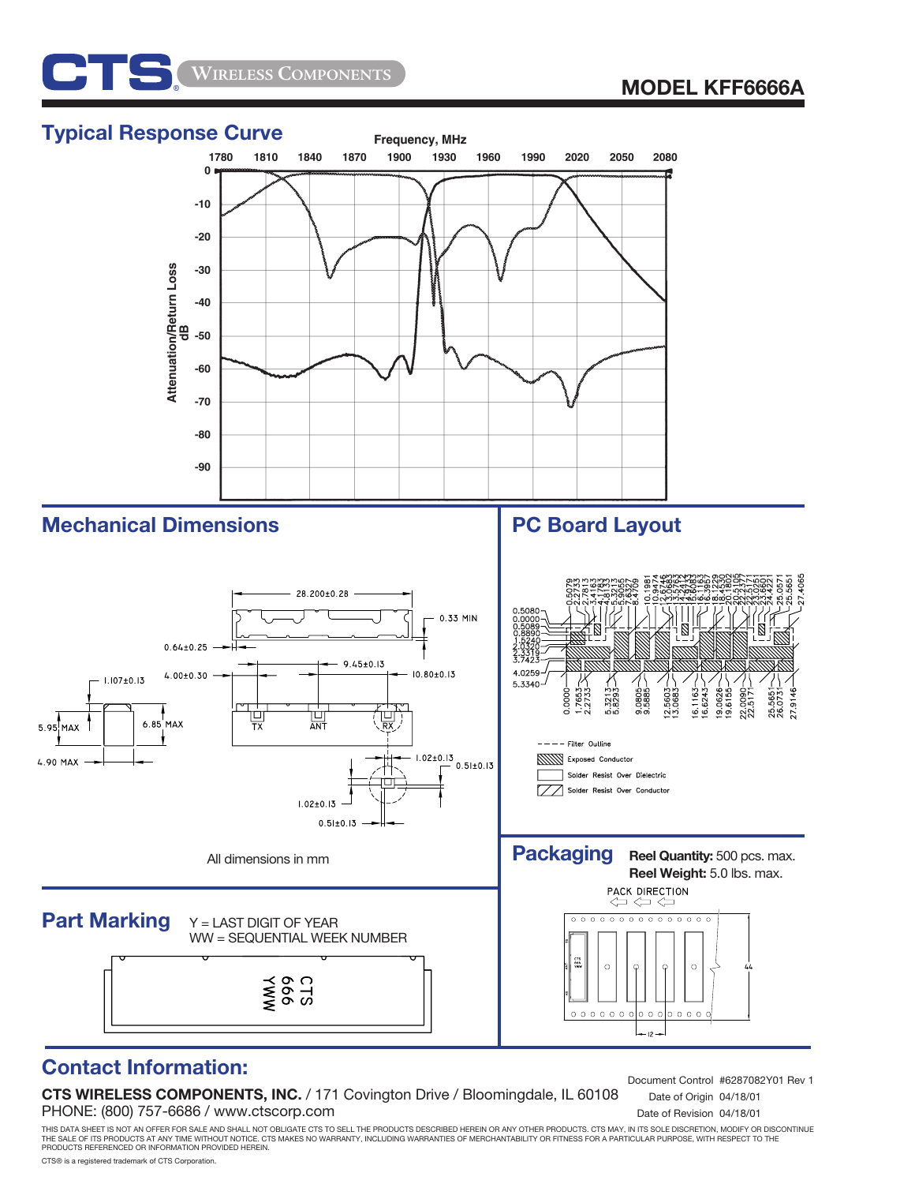# MODEL KFF6666A

## Typical Response Curve

Frequency, MHz

1780 1810 1840 1870 1900 1930 1960 1990 2020 2050 2080

Attenuation/Return Loss dB

0 -10 -20 -30 -40 -50 -60 -70 -80 -90

## Mechanical Dimensions

28.200±0.28

0.33 MIN

0.64±0.25

9.45±0.13

4.00±0.30

10.80±0.13

1.107±0.13

5.95 MAX

6.85 MAX

4.90 MAX

TX ANT RX

1.02±0.13

0.51±0.13

1.02±0.13

0.51±0.13

All dimensions in mm

## PC Board Layout

0.5079 2.2733 2.7813 3.4163 4.1783 4.8133 5.3213 5.5055 7.6327 8.4709 10.1981 10.9474 12.5346 13.0683 13.5762 14.8033 15.8007 16.1163 16.3957 18.1229 18.4530 20.1430 20.5109 22.2377 22.5171 23.0251 23.6601 24.4221 25.0571 25.5651 27.4065

0.5080 0.0000 0.5089 0.8890 1.5240 2.0320 2.3319 3.7423 4.0259 5.3340

0.0000 1.7653 2.2733 5.3213 5.8293 9.0805 9.5885 12.5603 13.0683 16.1163 16.6243 19.0626 19.6155 22.0090 22.5171 25.5651 26.0731 27.9146

Filter Outline

Exposed Conductor

Solder Resist Over Dielectric

Solder Resist Over Conductor

## Packaging

**Reel Quantity:** 500 pcs. max.
**Reel Weight:** 5.0 lbs. max.

PACK DIRECTION

44

12

## Part Marking

Y = LAST DIGIT OF YEAR
WW = SEQUENTIAL WEEK NUMBER

CTS
666
YWW

## Contact Information:

**CTS WIRELESS COMPONENTS, INC.** / 171 Covington Drive / Bloomingdale, IL 60108
PHONE: (800) 757-6686 / www.ctscorp.com

Document Control #6287082Y01 Rev 1
Date of Origin 04/18/01
Date of Revision 04/18/01

THIS DATA SHEET IS NOT AN OFFER FOR SALE AND SHALL NOT OBLIGATE CTS TO SELL THE PRODUCTS DESCRIBED HEREIN OR ANY OTHER PRODUCTS. CTS MAY, IN ITS SOLE DISCRETION, MODIFY OR DISCONTINUE THE SALE OF ITS PRODUCTS AT ANY TIME WITHOUT NOTICE. CTS MAKES NO WARRANTY, INCLUDING WARRANTIES OF MERCHANTABILITY OR FITNESS FOR A PARTICULAR PURPOSE, WITH RESPECT TO THE PRODUCTS REFERENCED OR INFORMATION PROVIDED HEREIN.

CTS® is a registered trademark of CTS Corporation.